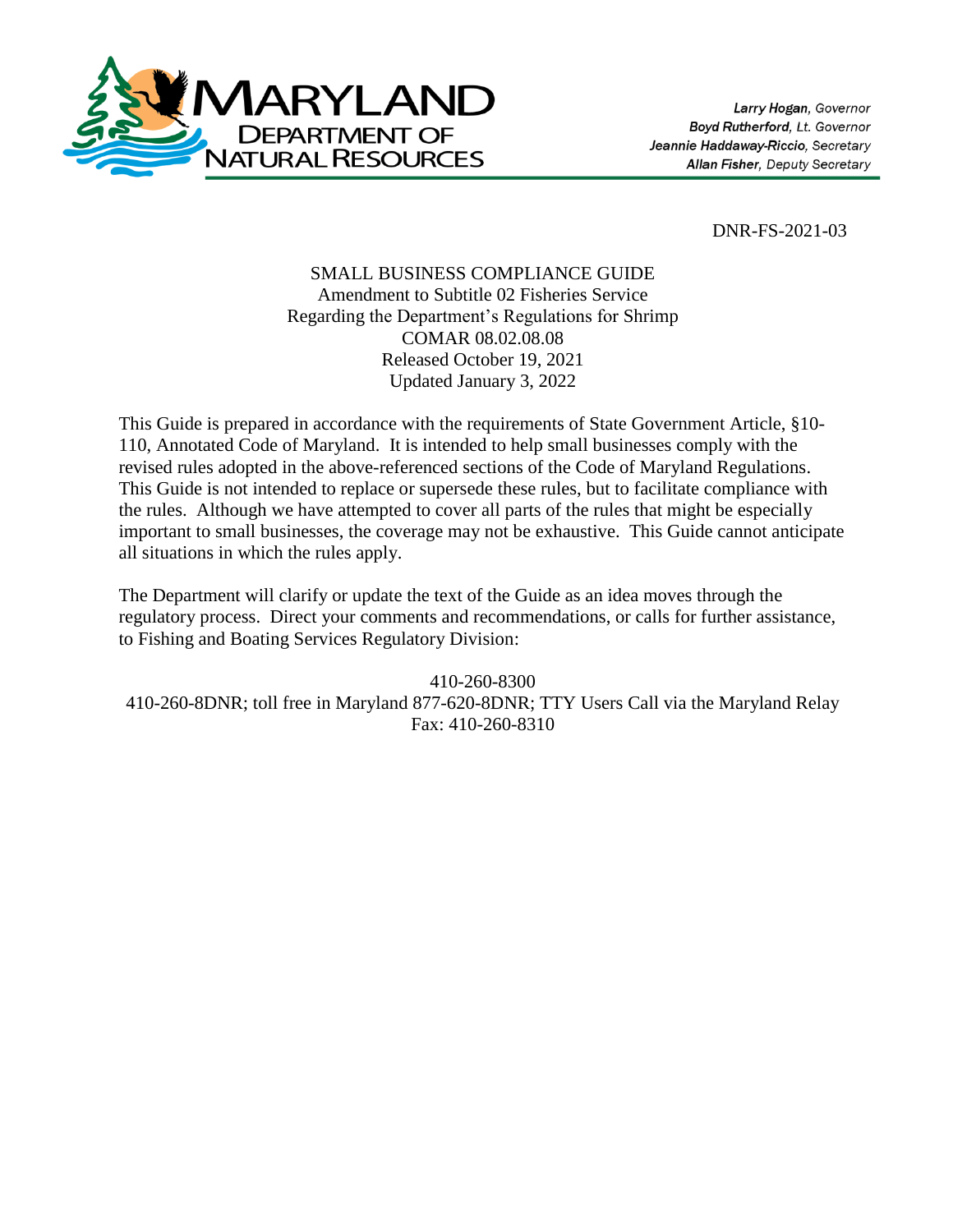**MARYLAND DEPARTMENT OF NATURAL RESOURCES**

*Larry Hogan, Governor*
*Boyd Rutherford, Lt. Governor*
*Jeannie Haddaway-Riccio, Secretary*
*Allan Fisher, Deputy Secretary*

DNR-FS-2021-03

SMALL BUSINESS COMPLIANCE GUIDE
Amendment to Subtitle 02 Fisheries Service
Regarding the Department's Regulations for Shrimp
COMAR 08.02.08.08
Released October 19, 2021
Updated January 3, 2022

This Guide is prepared in accordance with the requirements of State Government Article, §10-110, Annotated Code of Maryland. It is intended to help small businesses comply with the revised rules adopted in the above-referenced sections of the Code of Maryland Regulations. This Guide is not intended to replace or supersede these rules, but to facilitate compliance with the rules. Although we have attempted to cover all parts of the rules that might be especially important to small businesses, the coverage may not be exhaustive. This Guide cannot anticipate all situations in which the rules apply.

The Department will clarify or update the text of the Guide as an idea moves through the regulatory process. Direct your comments and recommendations, or calls for further assistance, to Fishing and Boating Services Regulatory Division:

410-260-8300
410-260-8DNR; toll free in Maryland 877-620-8DNR; TTY Users Call via the Maryland Relay
Fax: 410-260-8310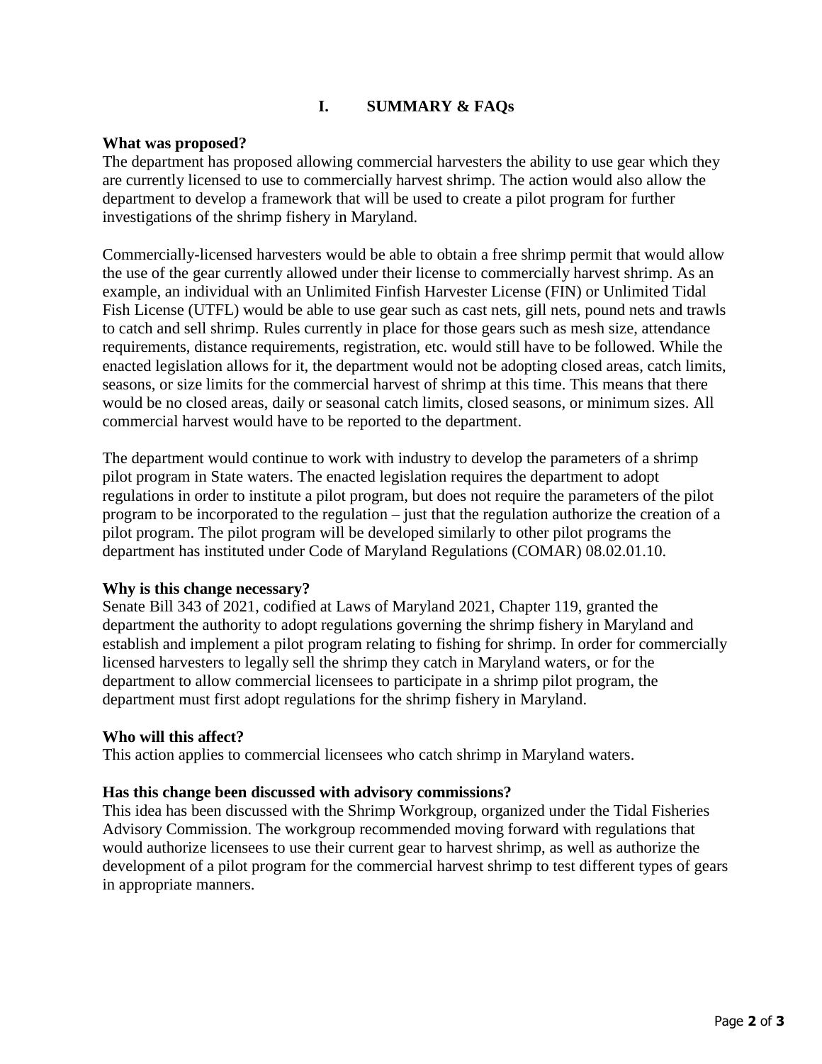## I. SUMMARY & FAQs

**What was proposed?**

The department has proposed allowing commercial harvesters the ability to use gear which they are currently licensed to use to commercially harvest shrimp. The action would also allow the department to develop a framework that will be used to create a pilot program for further investigations of the shrimp fishery in Maryland.

Commercially-licensed harvesters would be able to obtain a free shrimp permit that would allow the use of the gear currently allowed under their license to commercially harvest shrimp. As an example, an individual with an Unlimited Finfish Harvester License (FIN) or Unlimited Tidal Fish License (UTFL) would be able to use gear such as cast nets, gill nets, pound nets and trawls to catch and sell shrimp. Rules currently in place for those gears such as mesh size, attendance requirements, distance requirements, registration, etc. would still have to be followed. While the enacted legislation allows for it, the department would not be adopting closed areas, catch limits, seasons, or size limits for the commercial harvest of shrimp at this time. This means that there would be no closed areas, daily or seasonal catch limits, closed seasons, or minimum sizes. All commercial harvest would have to be reported to the department.

The department would continue to work with industry to develop the parameters of a shrimp pilot program in State waters. The enacted legislation requires the department to adopt regulations in order to institute a pilot program, but does not require the parameters of the pilot program to be incorporated to the regulation – just that the regulation authorize the creation of a pilot program. The pilot program will be developed similarly to other pilot programs the department has instituted under Code of Maryland Regulations (COMAR) 08.02.01.10.

**Why is this change necessary?**

Senate Bill 343 of 2021, codified at Laws of Maryland 2021, Chapter 119, granted the department the authority to adopt regulations governing the shrimp fishery in Maryland and establish and implement a pilot program relating to fishing for shrimp. In order for commercially licensed harvesters to legally sell the shrimp they catch in Maryland waters, or for the department to allow commercial licensees to participate in a shrimp pilot program, the department must first adopt regulations for the shrimp fishery in Maryland.

**Who will this affect?**

This action applies to commercial licensees who catch shrimp in Maryland waters.

**Has this change been discussed with advisory commissions?**

This idea has been discussed with the Shrimp Workgroup, organized under the Tidal Fisheries Advisory Commission. The workgroup recommended moving forward with regulations that would authorize licensees to use their current gear to harvest shrimp, as well as authorize the development of a pilot program for the commercial harvest shrimp to test different types of gears in appropriate manners.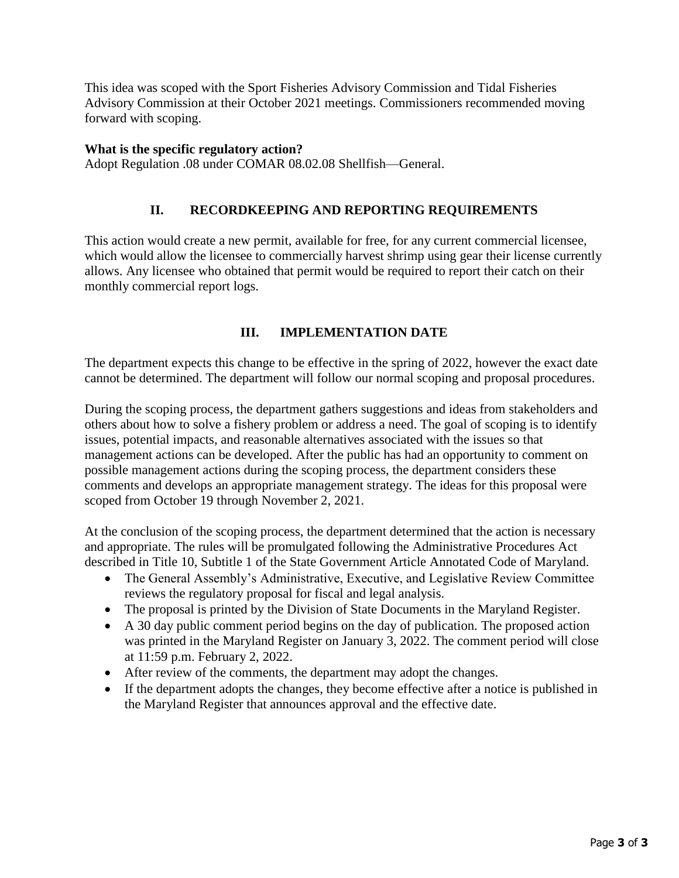This idea was scoped with the Sport Fisheries Advisory Commission and Tidal Fisheries Advisory Commission at their October 2021 meetings. Commissioners recommended moving forward with scoping.

**What is the specific regulatory action?**
Adopt Regulation .08 under COMAR 08.02.08 Shellfish—General.

## II. RECORDKEEPING AND REPORTING REQUIREMENTS

This action would create a new permit, available for free, for any current commercial licensee, which would allow the licensee to commercially harvest shrimp using gear their license currently allows. Any licensee who obtained that permit would be required to report their catch on their monthly commercial report logs.

## III. IMPLEMENTATION DATE

The department expects this change to be effective in the spring of 2022, however the exact date cannot be determined. The department will follow our normal scoping and proposal procedures.

During the scoping process, the department gathers suggestions and ideas from stakeholders and others about how to solve a fishery problem or address a need. The goal of scoping is to identify issues, potential impacts, and reasonable alternatives associated with the issues so that management actions can be developed. After the public has had an opportunity to comment on possible management actions during the scoping process, the department considers these comments and develops an appropriate management strategy. The ideas for this proposal were scoped from October 19 through November 2, 2021.

At the conclusion of the scoping process, the department determined that the action is necessary and appropriate. The rules will be promulgated following the Administrative Procedures Act described in Title 10, Subtitle 1 of the State Government Article Annotated Code of Maryland.

- The General Assembly's Administrative, Executive, and Legislative Review Committee reviews the regulatory proposal for fiscal and legal analysis.
- The proposal is printed by the Division of State Documents in the Maryland Register.
- A 30 day public comment period begins on the day of publication. The proposed action was printed in the Maryland Register on January 3, 2022. The comment period will close at 11:59 p.m. February 2, 2022.
- After review of the comments, the department may adopt the changes.
- If the department adopts the changes, they become effective after a notice is published in the Maryland Register that announces approval and the effective date.